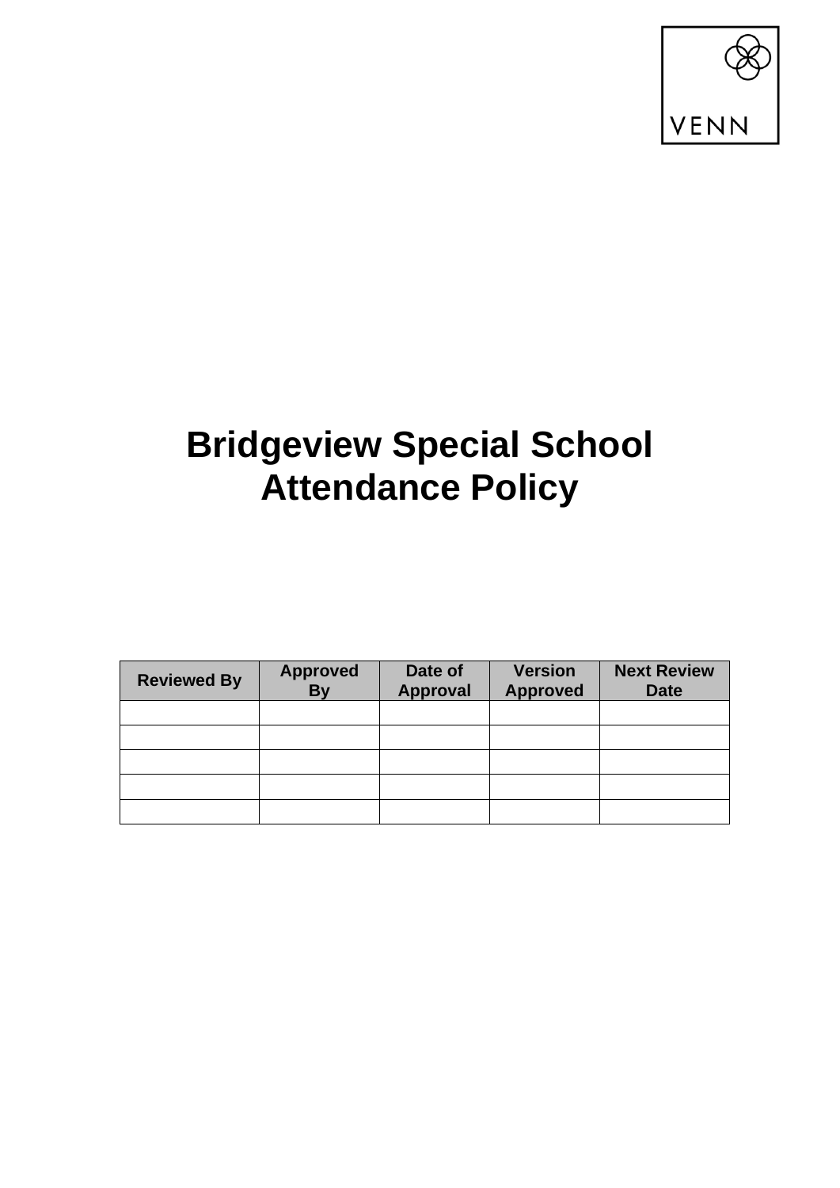VENN

# Bridgeview Special School Attendance Policy

| Reviewed By | Approved By | Date of Approval | Version Approved | Next Review Date |
|---|---|---|---|---|
| | | | | |
| | | | | |
| | | | | |
| | | | | |
| | | | | |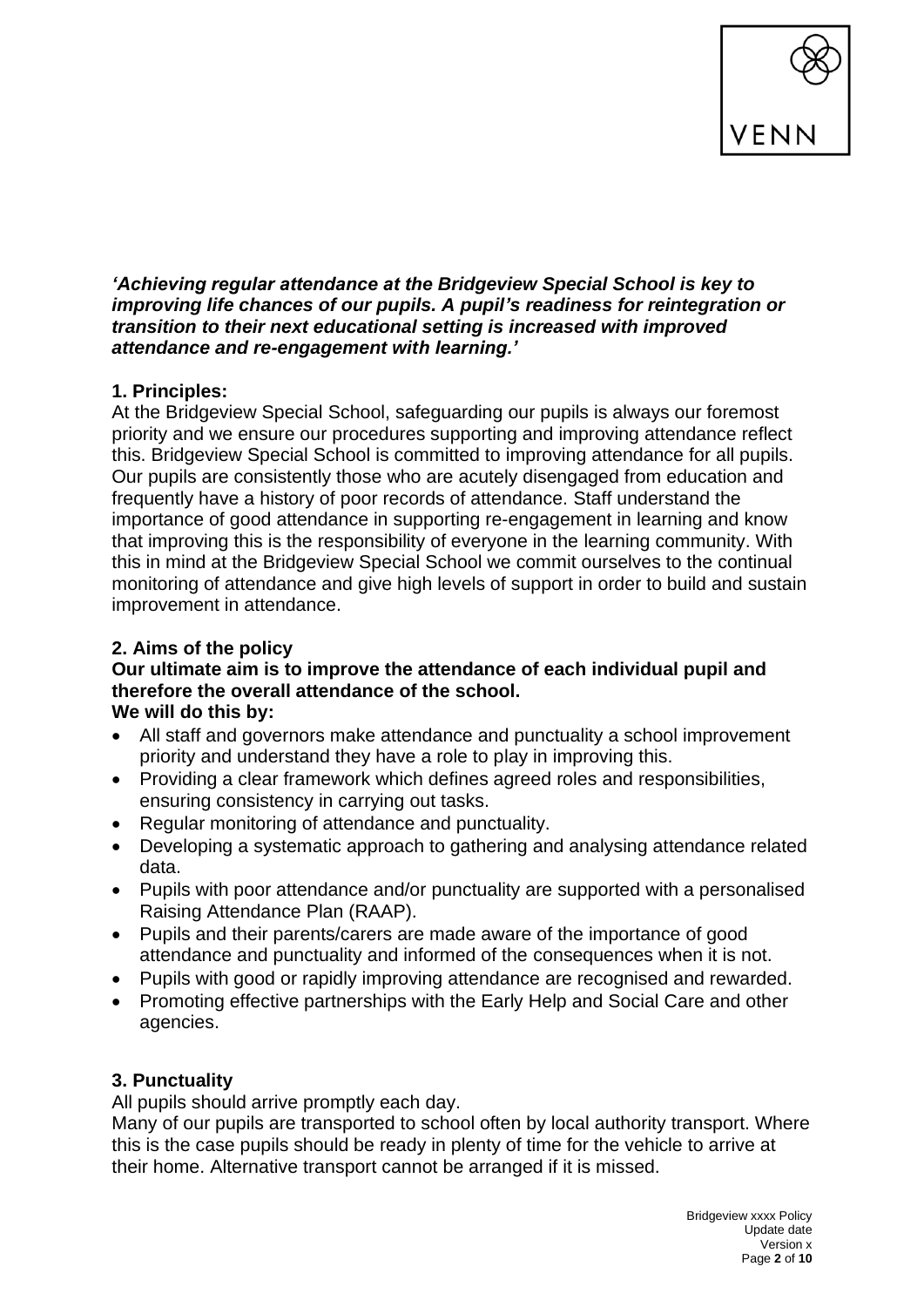***'Achieving regular attendance at the Bridgeview Special School is key to improving life chances of our pupils. A pupil's readiness for reintegration or transition to their next educational setting is increased with improved attendance and re-engagement with learning.'***

## 1. Principles:

At the Bridgeview Special School, safeguarding our pupils is always our foremost priority and we ensure our procedures supporting and improving attendance reflect this. Bridgeview Special School is committed to improving attendance for all pupils. Our pupils are consistently those who are acutely disengaged from education and frequently have a history of poor records of attendance. Staff understand the importance of good attendance in supporting re-engagement in learning and know that improving this is the responsibility of everyone in the learning community. With this in mind at the Bridgeview Special School we commit ourselves to the continual monitoring of attendance and give high levels of support in order to build and sustain improvement in attendance.

## 2. Aims of the policy

**Our ultimate aim is to improve the attendance of each individual pupil and therefore the overall attendance of the school.**

**We will do this by:**

- All staff and governors make attendance and punctuality a school improvement priority and understand they have a role to play in improving this.
- Providing a clear framework which defines agreed roles and responsibilities, ensuring consistency in carrying out tasks.
- Regular monitoring of attendance and punctuality.
- Developing a systematic approach to gathering and analysing attendance related data.
- Pupils with poor attendance and/or punctuality are supported with a personalised Raising Attendance Plan (RAAP).
- Pupils and their parents/carers are made aware of the importance of good attendance and punctuality and informed of the consequences when it is not.
- Pupils with good or rapidly improving attendance are recognised and rewarded.
- Promoting effective partnerships with the Early Help and Social Care and other agencies.

## 3. Punctuality

All pupils should arrive promptly each day.

Many of our pupils are transported to school often by local authority transport. Where this is the case pupils should be ready in plenty of time for the vehicle to arrive at their home. Alternative transport cannot be arranged if it is missed.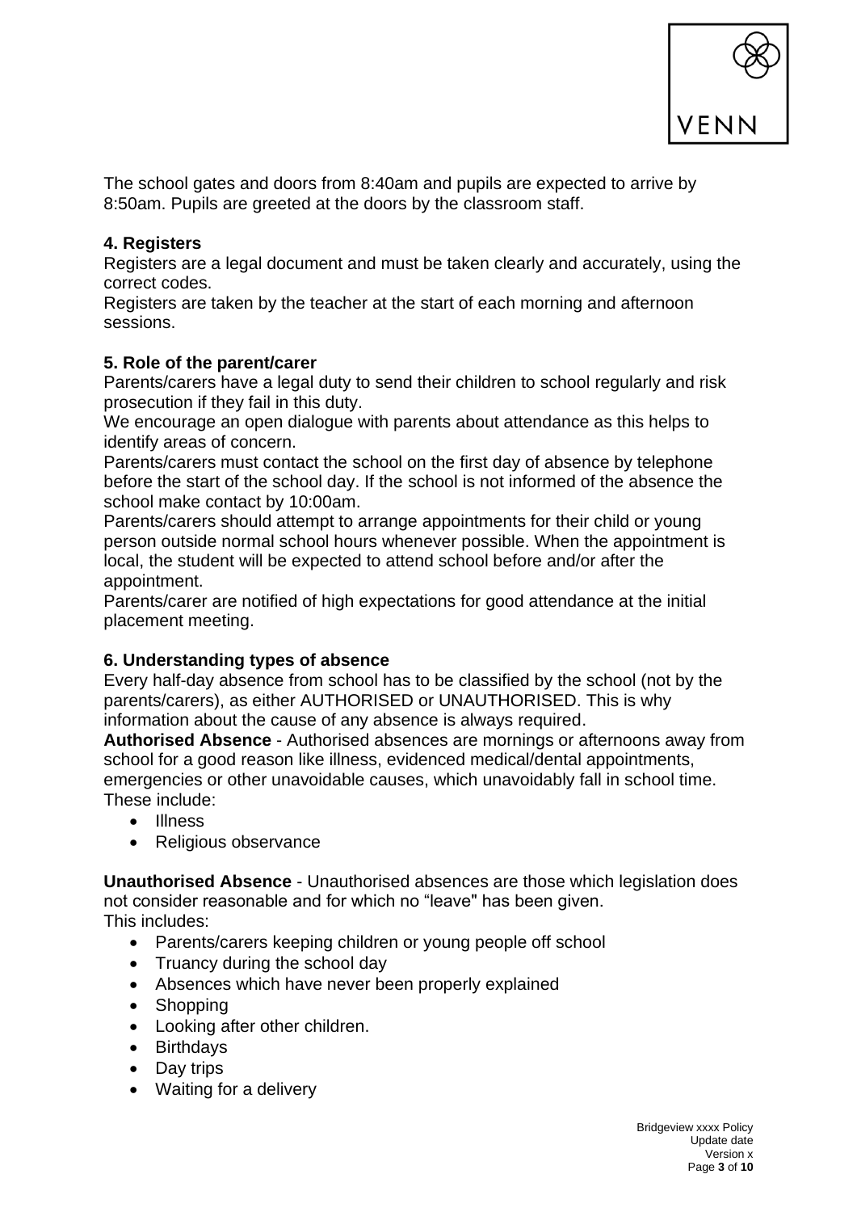The school gates and doors from 8:40am and pupils are expected to arrive by 8:50am. Pupils are greeted at the doors by the classroom staff.

**4. Registers**

Registers are a legal document and must be taken clearly and accurately, using the correct codes.

Registers are taken by the teacher at the start of each morning and afternoon sessions.

**5. Role of the parent/carer**

Parents/carers have a legal duty to send their children to school regularly and risk prosecution if they fail in this duty.

We encourage an open dialogue with parents about attendance as this helps to identify areas of concern.

Parents/carers must contact the school on the first day of absence by telephone before the start of the school day. If the school is not informed of the absence the school make contact by 10:00am.

Parents/carers should attempt to arrange appointments for their child or young person outside normal school hours whenever possible. When the appointment is local, the student will be expected to attend school before and/or after the appointment.

Parents/carer are notified of high expectations for good attendance at the initial placement meeting.

**6. Understanding types of absence**

Every half-day absence from school has to be classified by the school (not by the parents/carers), as either AUTHORISED or UNAUTHORISED. This is why information about the cause of any absence is always required.

**Authorised Absence** - Authorised absences are mornings or afternoons away from school for a good reason like illness, evidenced medical/dental appointments, emergencies or other unavoidable causes, which unavoidably fall in school time. These include:

- Illness
- Religious observance

**Unauthorised Absence** - Unauthorised absences are those which legislation does not consider reasonable and for which no "leave" has been given.

This includes:

- Parents/carers keeping children or young people off school
- Truancy during the school day
- Absences which have never been properly explained
- Shopping
- Looking after other children.
- Birthdays
- Day trips
- Waiting for a delivery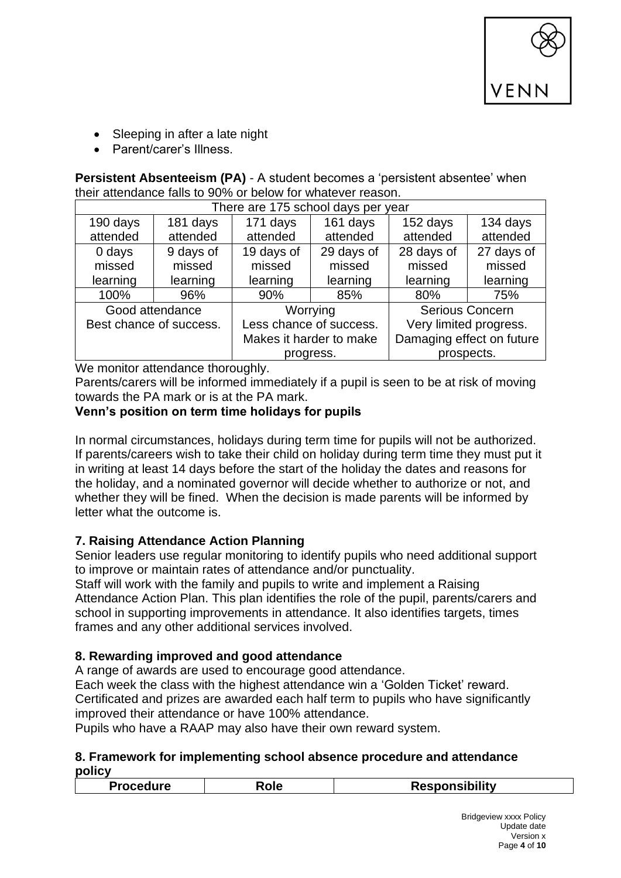- Sleeping in after a late night
- Parent/carer's Illness.

**Persistent Absenteeism (PA)** - A student becomes a 'persistent absentee' when their attendance falls to 90% or below for whatever reason.

| There are 175 school days per year | | | | | |
|---|---|---|---|---|---|
| 190 days attended | 181 days attended | 171 days attended | 161 days attended | 152 days attended | 134 days attended |
| 0 days missed learning | 9 days of missed learning | 19 days of missed learning | 29 days of missed learning | 28 days of missed learning | 27 days of missed learning |
| 100% | 96% | 90% | 85% | 80% | 75% |
| Good attendance Best chance of success. | | Worrying Less chance of success. Makes it harder to make progress. | | Serious Concern Very limited progress. Damaging effect on future prospects. | |

We monitor attendance thoroughly.

Parents/carers will be informed immediately if a pupil is seen to be at risk of moving towards the PA mark or is at the PA mark.

**Venn's position on term time holidays for pupils**

In normal circumstances, holidays during term time for pupils will not be authorized. If parents/careers wish to take their child on holiday during term time they must put it in writing at least 14 days before the start of the holiday the dates and reasons for the holiday, and a nominated governor will decide whether to authorize or not, and whether they will be fined. When the decision is made parents will be informed by letter what the outcome is.

## 7. Raising Attendance Action Planning

Senior leaders use regular monitoring to identify pupils who need additional support to improve or maintain rates of attendance and/or punctuality.

Staff will work with the family and pupils to write and implement a Raising Attendance Action Plan. This plan identifies the role of the pupil, parents/carers and school in supporting improvements in attendance. It also identifies targets, times frames and any other additional services involved.

## 8. Rewarding improved and good attendance

A range of awards are used to encourage good attendance.

Each week the class with the highest attendance win a 'Golden Ticket' reward.

Certificated and prizes are awarded each half term to pupils who have significantly improved their attendance or have 100% attendance.

Pupils who have a RAAP may also have their own reward system.

## 8. Framework for implementing school absence procedure and attendance policy

| Procedure | Role | Responsibility |
|---|---|---|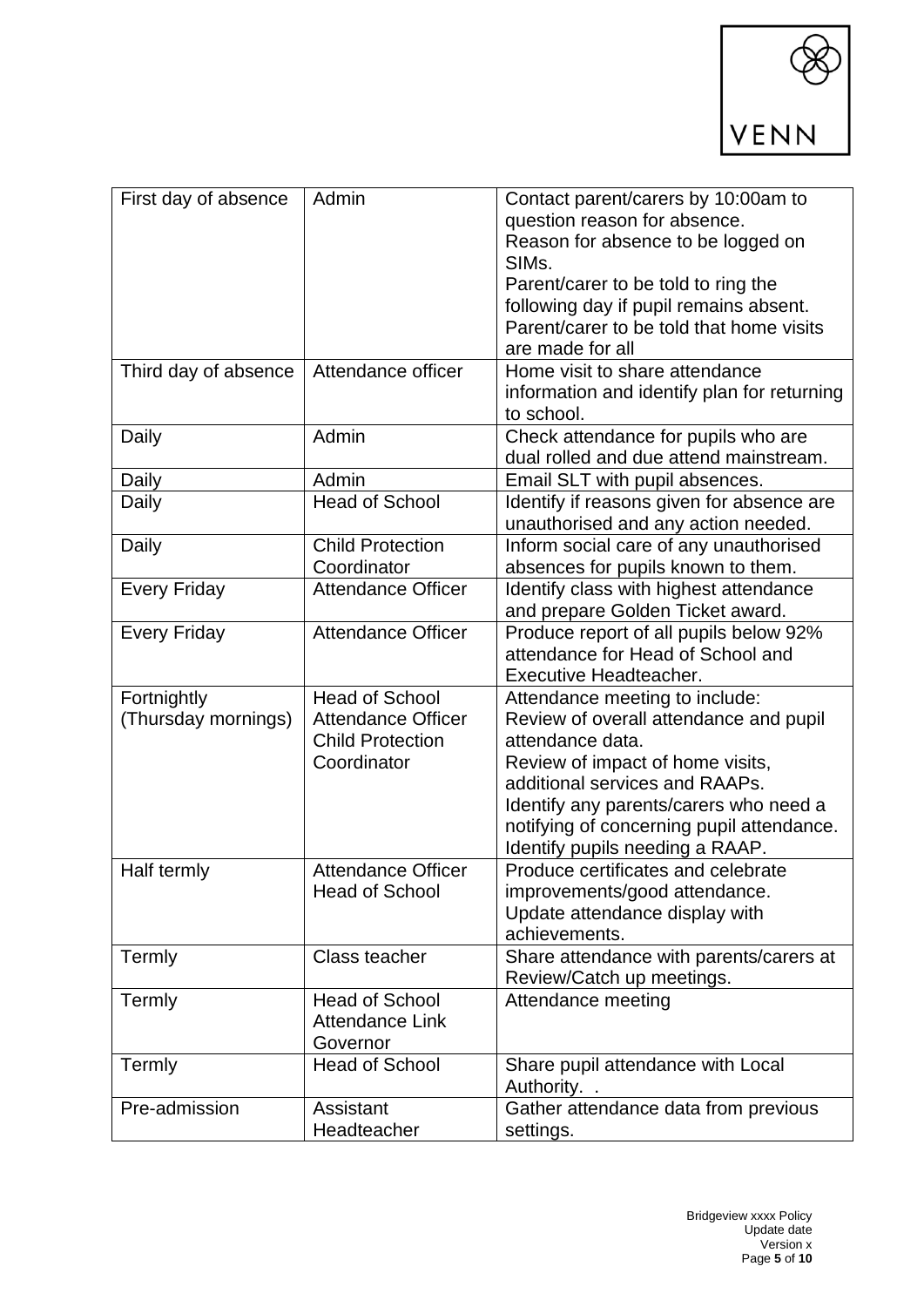| | | |
|---|---|---|
| First day of absence | Admin | Contact parent/carers by 10:00am to question reason for absence.<br>Reason for absence to be logged on SIMs.<br>Parent/carer to be told to ring the following day if pupil remains absent.<br>Parent/carer to be told that home visits are made for all |
| Third day of absence | Attendance officer | Home visit to share attendance information and identify plan for returning to school. |
| Daily | Admin | Check attendance for pupils who are dual rolled and due attend mainstream. |
| Daily | Admin | Email SLT with pupil absences. |
| Daily | Head of School | Identify if reasons given for absence are unauthorised and any action needed. |
| Daily | Child Protection Coordinator | Inform social care of any unauthorised absences for pupils known to them. |
| Every Friday | Attendance Officer | Identify class with highest attendance and prepare Golden Ticket award. |
| Every Friday | Attendance Officer | Produce report of all pupils below 92% attendance for Head of School and Executive Headteacher. |
| Fortnightly (Thursday mornings) | Head of School<br>Attendance Officer<br>Child Protection Coordinator | Attendance meeting to include:<br>Review of overall attendance and pupil attendance data.<br>Review of impact of home visits, additional services and RAAPs.<br>Identify any parents/carers who need a notifying of concerning pupil attendance.<br>Identify pupils needing a RAAP. |
| Half termly | Attendance Officer<br>Head of School | Produce certificates and celebrate improvements/good attendance.<br>Update attendance display with achievements. |
| Termly | Class teacher | Share attendance with parents/carers at Review/Catch up meetings. |
| Termly | Head of School<br>Attendance Link Governor | Attendance meeting |
| Termly | Head of School | Share pupil attendance with Local Authority. . |
| Pre-admission | Assistant Headteacher | Gather attendance data from previous settings. |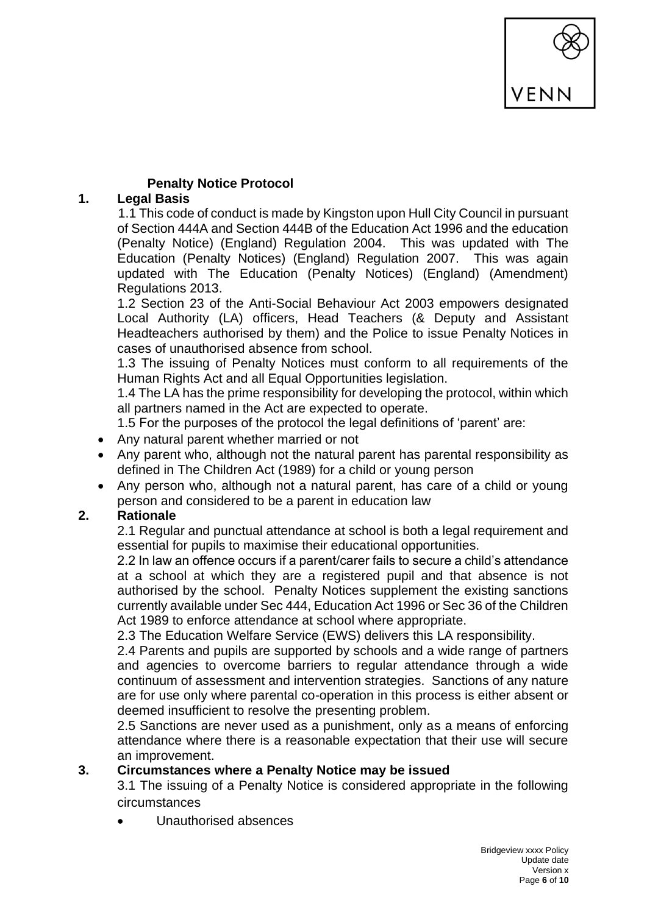## Penalty Notice Protocol

### 1. Legal Basis

1.1 This code of conduct is made by Kingston upon Hull City Council in pursuant of Section 444A and Section 444B of the Education Act 1996 and the education (Penalty Notice) (England) Regulation 2004. This was updated with The Education (Penalty Notices) (England) Regulation 2007. This was again updated with The Education (Penalty Notices) (England) (Amendment) Regulations 2013.

1.2 Section 23 of the Anti-Social Behaviour Act 2003 empowers designated Local Authority (LA) officers, Head Teachers (& Deputy and Assistant Headteachers authorised by them) and the Police to issue Penalty Notices in cases of unauthorised absence from school.

1.3 The issuing of Penalty Notices must conform to all requirements of the Human Rights Act and all Equal Opportunities legislation.

1.4 The LA has the prime responsibility for developing the protocol, within which all partners named in the Act are expected to operate.

1.5 For the purposes of the protocol the legal definitions of 'parent' are:

- Any natural parent whether married or not
- Any parent who, although not the natural parent has parental responsibility as defined in The Children Act (1989) for a child or young person
- Any person who, although not a natural parent, has care of a child or young person and considered to be a parent in education law

### 2. Rationale

2.1 Regular and punctual attendance at school is both a legal requirement and essential for pupils to maximise their educational opportunities.

2.2 In law an offence occurs if a parent/carer fails to secure a child's attendance at a school at which they are a registered pupil and that absence is not authorised by the school. Penalty Notices supplement the existing sanctions currently available under Sec 444, Education Act 1996 or Sec 36 of the Children Act 1989 to enforce attendance at school where appropriate.

2.3 The Education Welfare Service (EWS) delivers this LA responsibility.

2.4 Parents and pupils are supported by schools and a wide range of partners and agencies to overcome barriers to regular attendance through a wide continuum of assessment and intervention strategies. Sanctions of any nature are for use only where parental co-operation in this process is either absent or deemed insufficient to resolve the presenting problem.

2.5 Sanctions are never used as a punishment, only as a means of enforcing attendance where there is a reasonable expectation that their use will secure an improvement.

### 3. Circumstances where a Penalty Notice may be issued

3.1 The issuing of a Penalty Notice is considered appropriate in the following circumstances

- Unauthorised absences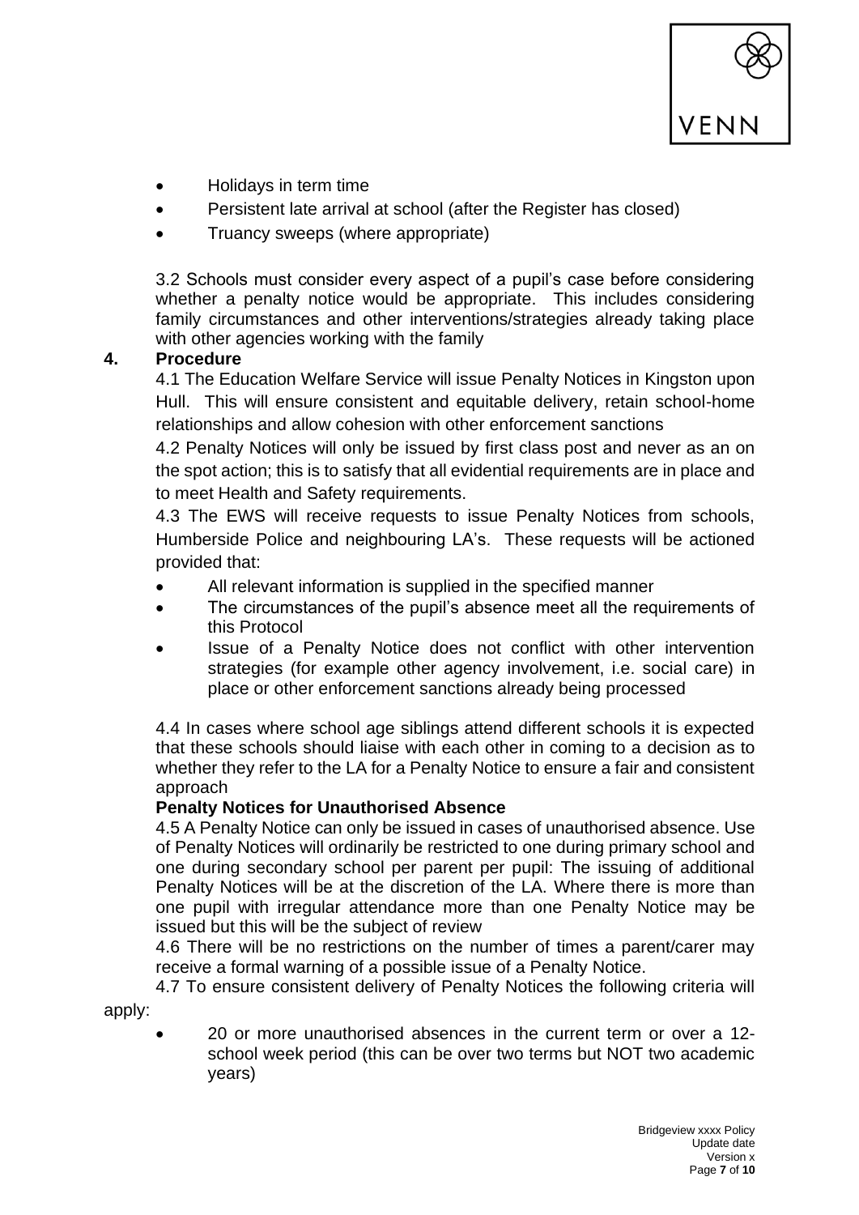- Holidays in term time
- Persistent late arrival at school (after the Register has closed)
- Truancy sweeps (where appropriate)

3.2 Schools must consider every aspect of a pupil's case before considering whether a penalty notice would be appropriate. This includes considering family circumstances and other interventions/strategies already taking place with other agencies working with the family

## 4. Procedure

4.1 The Education Welfare Service will issue Penalty Notices in Kingston upon Hull. This will ensure consistent and equitable delivery, retain school-home relationships and allow cohesion with other enforcement sanctions

4.2 Penalty Notices will only be issued by first class post and never as an on the spot action; this is to satisfy that all evidential requirements are in place and to meet Health and Safety requirements.

4.3 The EWS will receive requests to issue Penalty Notices from schools, Humberside Police and neighbouring LA's. These requests will be actioned provided that:

- All relevant information is supplied in the specified manner
- The circumstances of the pupil's absence meet all the requirements of this Protocol
- Issue of a Penalty Notice does not conflict with other intervention strategies (for example other agency involvement, i.e. social care) in place or other enforcement sanctions already being processed

4.4 In cases where school age siblings attend different schools it is expected that these schools should liaise with each other in coming to a decision as to whether they refer to the LA for a Penalty Notice to ensure a fair and consistent approach

**Penalty Notices for Unauthorised Absence**

4.5 A Penalty Notice can only be issued in cases of unauthorised absence. Use of Penalty Notices will ordinarily be restricted to one during primary school and one during secondary school per parent per pupil: The issuing of additional Penalty Notices will be at the discretion of the LA. Where there is more than one pupil with irregular attendance more than one Penalty Notice may be issued but this will be the subject of review

4.6 There will be no restrictions on the number of times a parent/carer may receive a formal warning of a possible issue of a Penalty Notice.

4.7 To ensure consistent delivery of Penalty Notices the following criteria will apply:

- 20 or more unauthorised absences in the current term or over a 12-school week period (this can be over two terms but NOT two academic years)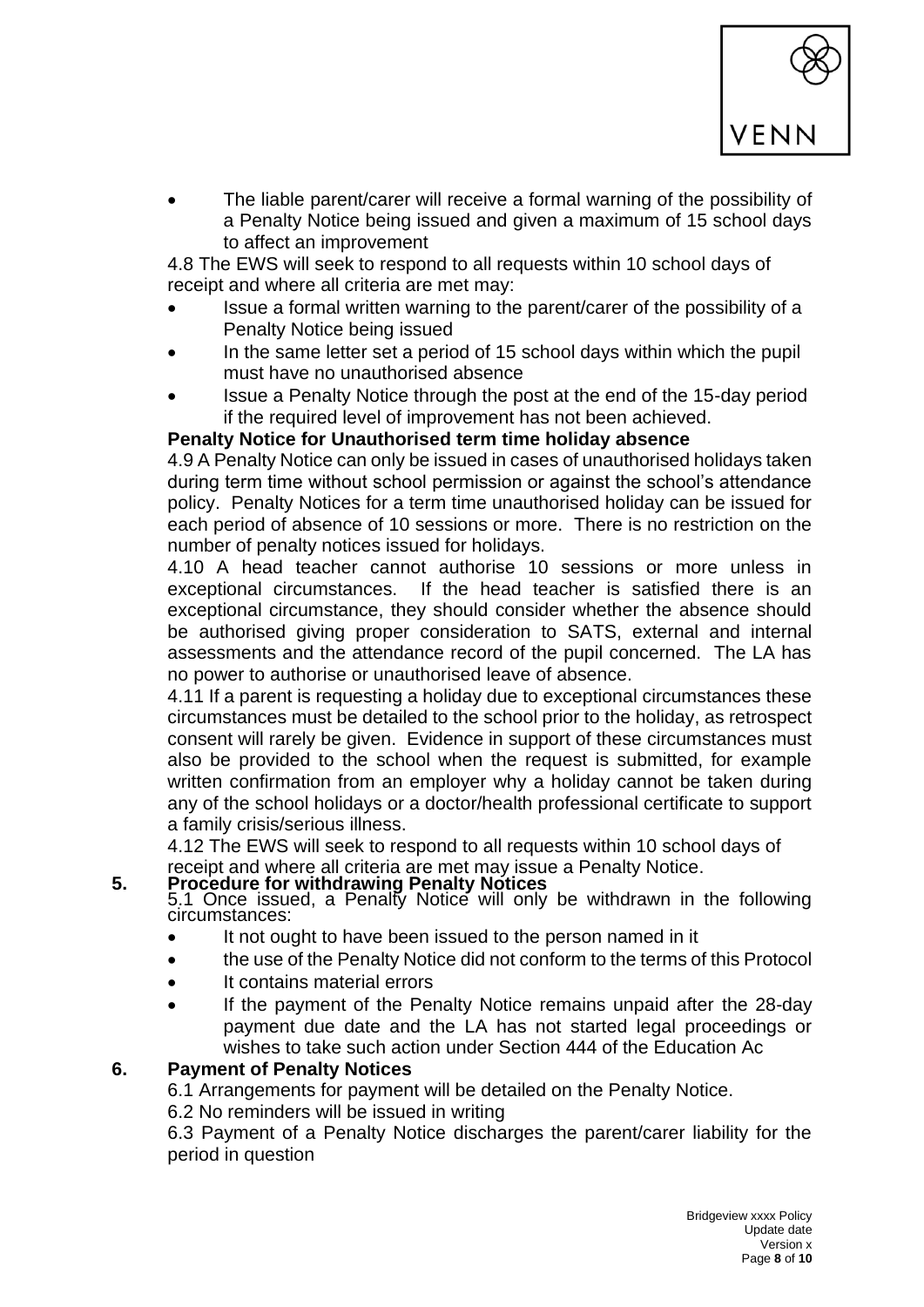- The liable parent/carer will receive a formal warning of the possibility of a Penalty Notice being issued and given a maximum of 15 school days to affect an improvement

4.8 The EWS will seek to respond to all requests within 10 school days of receipt and where all criteria are met may:

- Issue a formal written warning to the parent/carer of the possibility of a Penalty Notice being issued
- In the same letter set a period of 15 school days within which the pupil must have no unauthorised absence
- Issue a Penalty Notice through the post at the end of the 15-day period if the required level of improvement has not been achieved.

**Penalty Notice for Unauthorised term time holiday absence**

4.9 A Penalty Notice can only be issued in cases of unauthorised holidays taken during term time without school permission or against the school's attendance policy. Penalty Notices for a term time unauthorised holiday can be issued for each period of absence of 10 sessions or more. There is no restriction on the number of penalty notices issued for holidays.

4.10 A head teacher cannot authorise 10 sessions or more unless in exceptional circumstances. If the head teacher is satisfied there is an exceptional circumstance, they should consider whether the absence should be authorised giving proper consideration to SATS, external and internal assessments and the attendance record of the pupil concerned. The LA has no power to authorise or unauthorised leave of absence.

4.11 If a parent is requesting a holiday due to exceptional circumstances these circumstances must be detailed to the school prior to the holiday, as retrospect consent will rarely be given. Evidence in support of these circumstances must also be provided to the school when the request is submitted, for example written confirmation from an employer why a holiday cannot be taken during any of the school holidays or a doctor/health professional certificate to support a family crisis/serious illness.

4.12 The EWS will seek to respond to all requests within 10 school days of receipt and where all criteria are met may issue a Penalty Notice.

## 5. Procedure for withdrawing Penalty Notices

5.1 Once issued, a Penalty Notice will only be withdrawn in the following circumstances:

- It not ought to have been issued to the person named in it
- the use of the Penalty Notice did not conform to the terms of this Protocol
- It contains material errors
- If the payment of the Penalty Notice remains unpaid after the 28-day payment due date and the LA has not started legal proceedings or wishes to take such action under Section 444 of the Education Ac

## 6. Payment of Penalty Notices

6.1 Arrangements for payment will be detailed on the Penalty Notice.

6.2 No reminders will be issued in writing

6.3 Payment of a Penalty Notice discharges the parent/carer liability for the period in question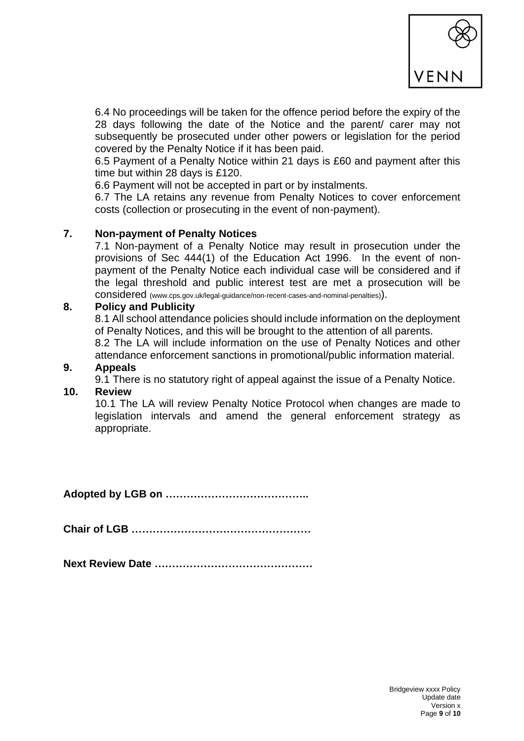6.4 No proceedings will be taken for the offence period before the expiry of the 28 days following the date of the Notice and the parent/ carer may not subsequently be prosecuted under other powers or legislation for the period covered by the Penalty Notice if it has been paid.

6.5 Payment of a Penalty Notice within 21 days is £60 and payment after this time but within 28 days is £120.

6.6 Payment will not be accepted in part or by instalments.

6.7 The LA retains any revenue from Penalty Notices to cover enforcement costs (collection or prosecuting in the event of non-payment).

## 7. Non-payment of Penalty Notices

7.1 Non-payment of a Penalty Notice may result in prosecution under the provisions of Sec 444(1) of the Education Act 1996. In the event of non-payment of the Penalty Notice each individual case will be considered and if the legal threshold and public interest test are met a prosecution will be considered (www.cps.gov.uk/legal-guidance/non-recent-cases-and-nominal-penalties)).

## 8. Policy and Publicity

8.1 All school attendance policies should include information on the deployment of Penalty Notices, and this will be brought to the attention of all parents.

8.2 The LA will include information on the use of Penalty Notices and other attendance enforcement sanctions in promotional/public information material.

## 9. Appeals

9.1 There is no statutory right of appeal against the issue of a Penalty Notice.

## 10. Review

10.1 The LA will review Penalty Notice Protocol when changes are made to legislation intervals and amend the general enforcement strategy as appropriate.

**Adopted by LGB on …………………………………..**

**Chair of LGB ……………………………………………**

**Next Review Date ………………………………………**